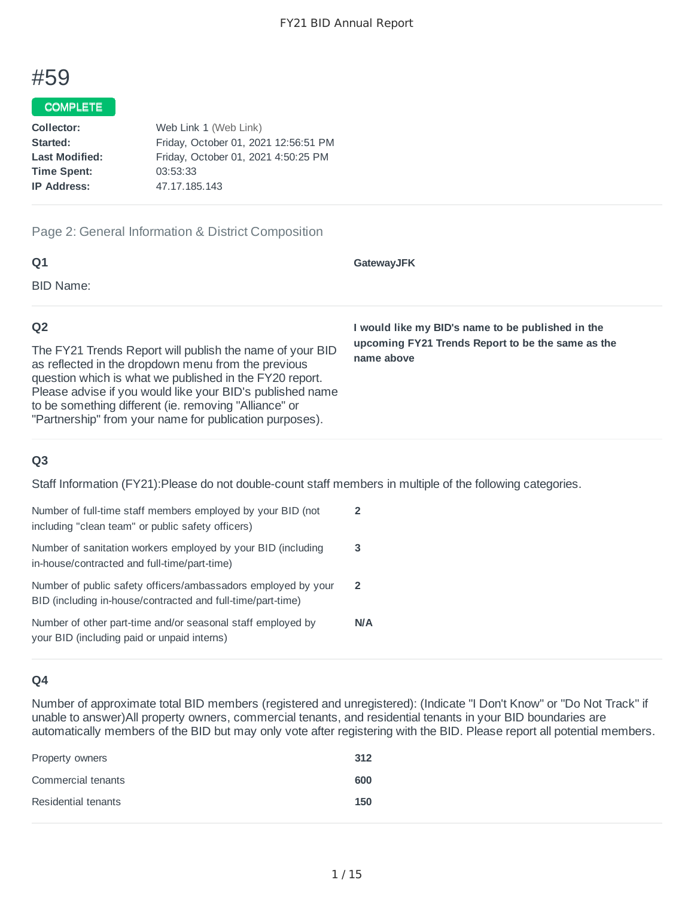# #59

**COMPLETE**

| | |
|---|---|
| **Collector:** | Web Link 1 (Web Link) |
| **Started:** | Friday, October 01, 2021 12:56:51 PM |
| **Last Modified:** | Friday, October 01, 2021 4:50:25 PM |
| **Time Spent:** | 03:53:33 |
| **IP Address:** | 47.17.185.143 |

## Page 2: General Information & District Composition

### Q1

BID Name:

**GatewayJFK**

### Q2

The FY21 Trends Report will publish the name of your BID as reflected in the dropdown menu from the previous question which is what we published in the FY20 report. Please advise if you would like your BID's published name to be something different (ie. removing "Alliance" or "Partnership" from your name for publication purposes).

**I would like my BID's name to be published in the upcoming FY21 Trends Report to be the same as the name above**

### Q3

Staff Information (FY21):Please do not double-count staff members in multiple of the following categories.

| | |
|---|---|
| Number of full-time staff members employed by your BID (not including "clean team" or public safety officers) | **2** |
| Number of sanitation workers employed by your BID (including in-house/contracted and full-time/part-time) | **3** |
| Number of public safety officers/ambassadors employed by your BID (including in-house/contracted and full-time/part-time) | **2** |
| Number of other part-time and/or seasonal staff employed by your BID (including paid or unpaid interns) | **N/A** |

### Q4

Number of approximate total BID members (registered and unregistered): (Indicate "I Don't Know" or "Do Not Track" if unable to answer)All property owners, commercial tenants, and residential tenants in your BID boundaries are automatically members of the BID but may only vote after registering with the BID. Please report all potential members.

| | |
|---|---|
| Property owners | **312** |
| Commercial tenants | **600** |
| Residential tenants | **150** |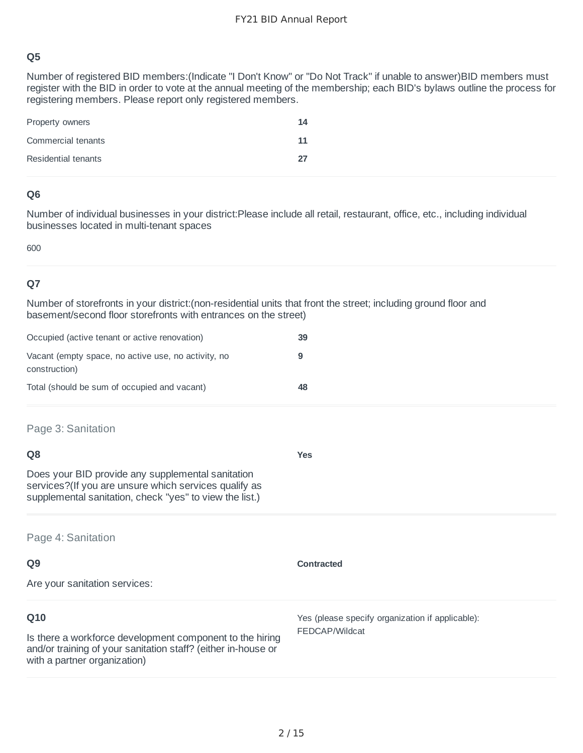### Q5

Number of registered BID members:(Indicate "I Don't Know" or "Do Not Track" if unable to answer)BID members must register with the BID in order to vote at the annual meeting of the membership; each BID's bylaws outline the process for registering members. Please report only registered members.

| | |
|---|---|
| Property owners | **14** |
| Commercial tenants | **11** |
| Residential tenants | **27** |

### Q6

Number of individual businesses in your district:Please include all retail, restaurant, office, etc., including individual businesses located in multi-tenant spaces

600

### Q7

Number of storefronts in your district:(non-residential units that front the street; including ground floor and basement/second floor storefronts with entrances on the street)

| | |
|---|---|
| Occupied (active tenant or active renovation) | **39** |
| Vacant (empty space, no active use, no activity, no construction) | **9** |
| Total (should be sum of occupied and vacant) | **48** |

## Page 3: Sanitation

### Q8

Does your BID provide any supplemental sanitation services?(If you are unsure which services qualify as supplemental sanitation, check "yes" to view the list.)

**Yes**

## Page 4: Sanitation

### Q9

Are your sanitation services:

**Contracted**

### Q10

Is there a workforce development component to the hiring and/or training of your sanitation staff? (either in-house or with a partner organization)

Yes (please specify organization if applicable): FEDCAP/Wildcat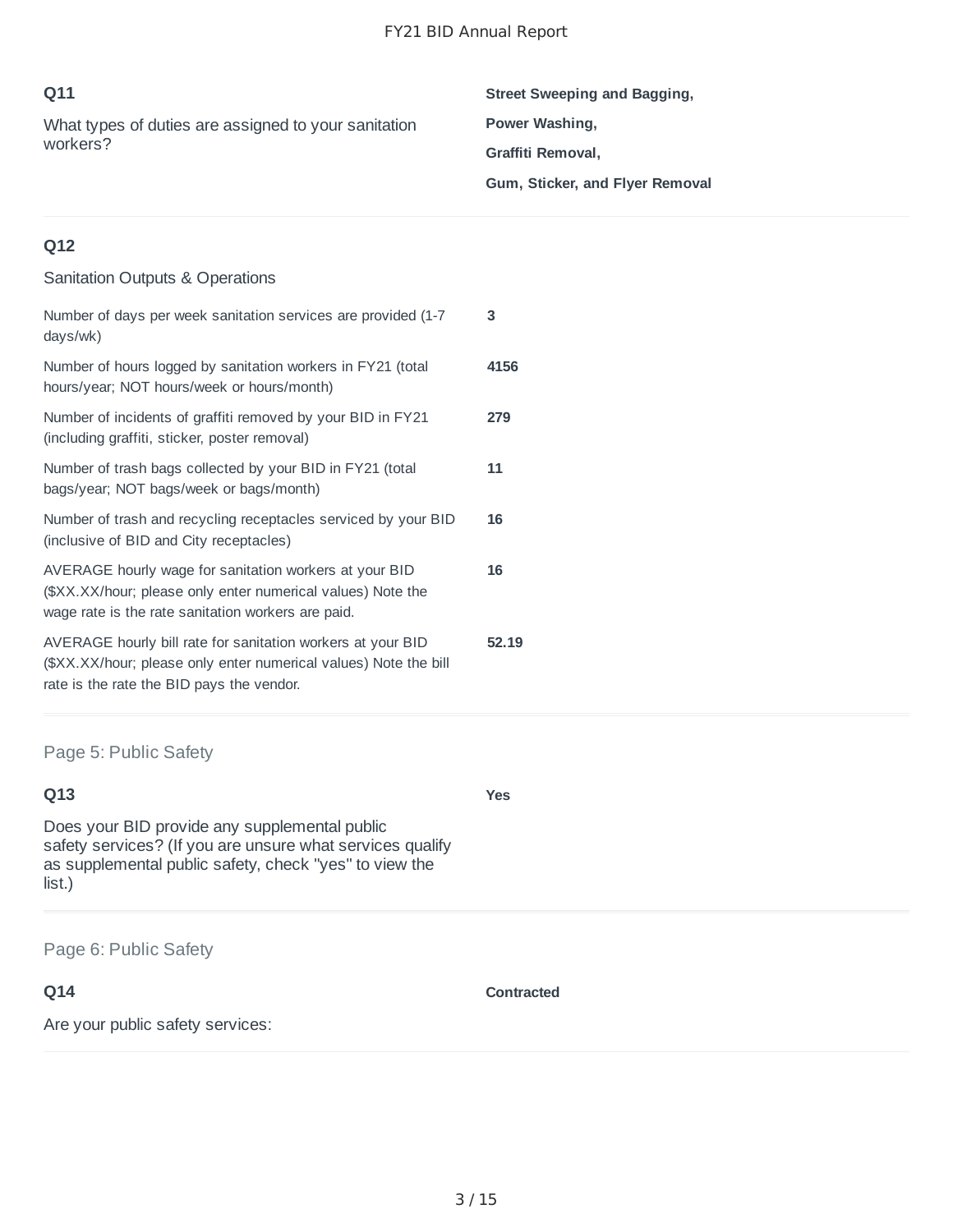### Q11

What types of duties are assigned to your sanitation workers?

**Street Sweeping and Bagging,**

**Power Washing,**

**Graffiti Removal,**

**Gum, Sticker, and Flyer Removal**

### Q12

Sanitation Outputs & Operations

| Question | Response |
|---|---|
| Number of days per week sanitation services are provided (1-7 days/wk) | **3** |
| Number of hours logged by sanitation workers in FY21 (total hours/year; NOT hours/week or hours/month) | **4156** |
| Number of incidents of graffiti removed by your BID in FY21 (including graffiti, sticker, poster removal) | **279** |
| Number of trash bags collected by your BID in FY21 (total bags/year; NOT bags/week or bags/month) | **11** |
| Number of trash and recycling receptacles serviced by your BID (inclusive of BID and City receptacles) | **16** |
| AVERAGE hourly wage for sanitation workers at your BID ($XX.XX/hour; please only enter numerical values) Note the wage rate is the rate sanitation workers are paid. | **16** |
| AVERAGE hourly bill rate for sanitation workers at your BID ($XX.XX/hour; please only enter numerical values) Note the bill rate is the rate the BID pays the vendor. | **52.19** |

## Page 5: Public Safety

### Q13

Does your BID provide any supplemental public safety services? (If you are unsure what services qualify as supplemental public safety, check "yes" to view the list.)

**Yes**

## Page 6: Public Safety

### Q14

Are your public safety services:

**Contracted**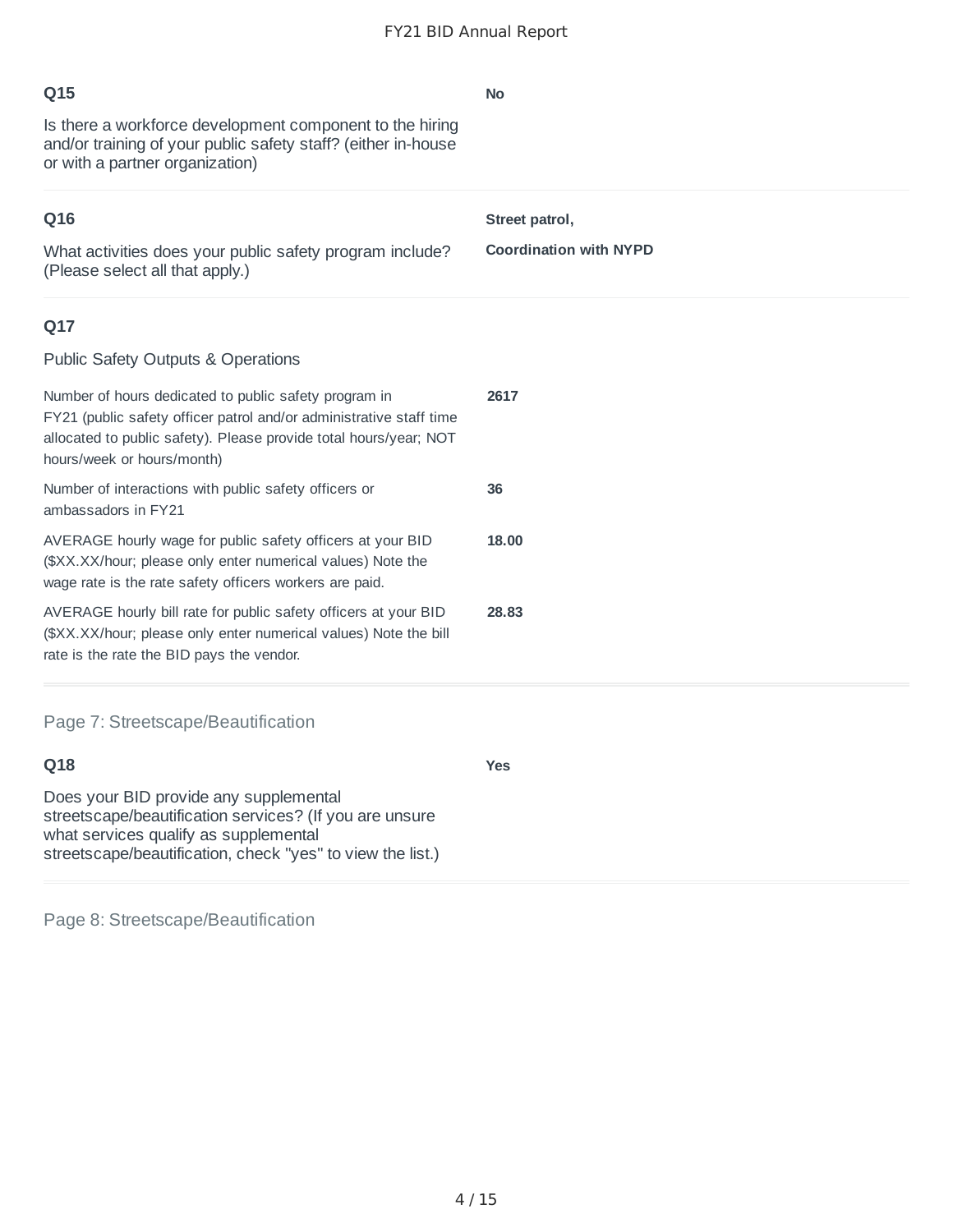### Q15

Is there a workforce development component to the hiring and/or training of your public safety staff? (either in-house or with a partner organization)

**No**

### Q16

What activities does your public safety program include? (Please select all that apply.)

**Street patrol,**

**Coordination with NYPD**

### Q17

Public Safety Outputs & Operations

| | |
|---|---|
| Number of hours dedicated to public safety program in FY21 (public safety officer patrol and/or administrative staff time allocated to public safety). Please provide total hours/year; NOT hours/week or hours/month) | **2617** |
| Number of interactions with public safety officers or ambassadors in FY21 | **36** |
| AVERAGE hourly wage for public safety officers at your BID ($XX.XX/hour; please only enter numerical values) Note the wage rate is the rate safety officers workers are paid. | **18.00** |
| AVERAGE hourly bill rate for public safety officers at your BID ($XX.XX/hour; please only enter numerical values) Note the bill rate is the rate the BID pays the vendor. | **28.83** |

## Page 7: Streetscape/Beautification

### Q18

Does your BID provide any supplemental streetscape/beautification services? (If you are unsure what services qualify as supplemental streetscape/beautification, check "yes" to view the list.)

**Yes**

## Page 8: Streetscape/Beautification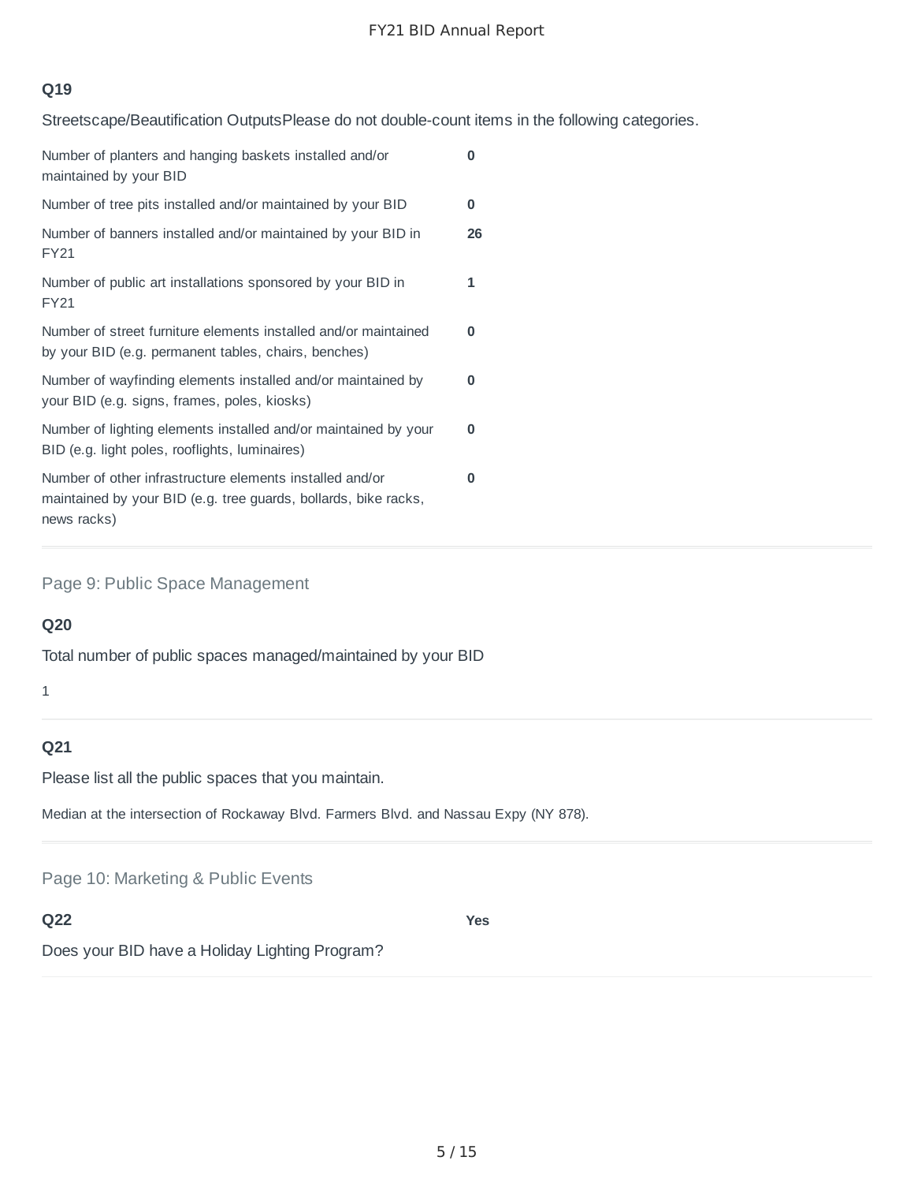### Q19

Streetscape/Beautification OutputsPlease do not double-count items in the following categories.

| | |
|---|---|
| Number of planters and hanging baskets installed and/or maintained by your BID | **0** |
| Number of tree pits installed and/or maintained by your BID | **0** |
| Number of banners installed and/or maintained by your BID in FY21 | **26** |
| Number of public art installations sponsored by your BID in FY21 | **1** |
| Number of street furniture elements installed and/or maintained by your BID (e.g. permanent tables, chairs, benches) | **0** |
| Number of wayfinding elements installed and/or maintained by your BID (e.g. signs, frames, poles, kiosks) | **0** |
| Number of lighting elements installed and/or maintained by your BID (e.g. light poles, rooflights, luminaires) | **0** |
| Number of other infrastructure elements installed and/or maintained by your BID (e.g. tree guards, bollards, bike racks, news racks) | **0** |

## Page 9: Public Space Management

### Q20

Total number of public spaces managed/maintained by your BID

1

### Q21

Please list all the public spaces that you maintain.

Median at the intersection of Rockaway Blvd. Farmers Blvd. and Nassau Expy (NY 878).

## Page 10: Marketing & Public Events

### Q22

Does your BID have a Holiday Lighting Program?

**Yes**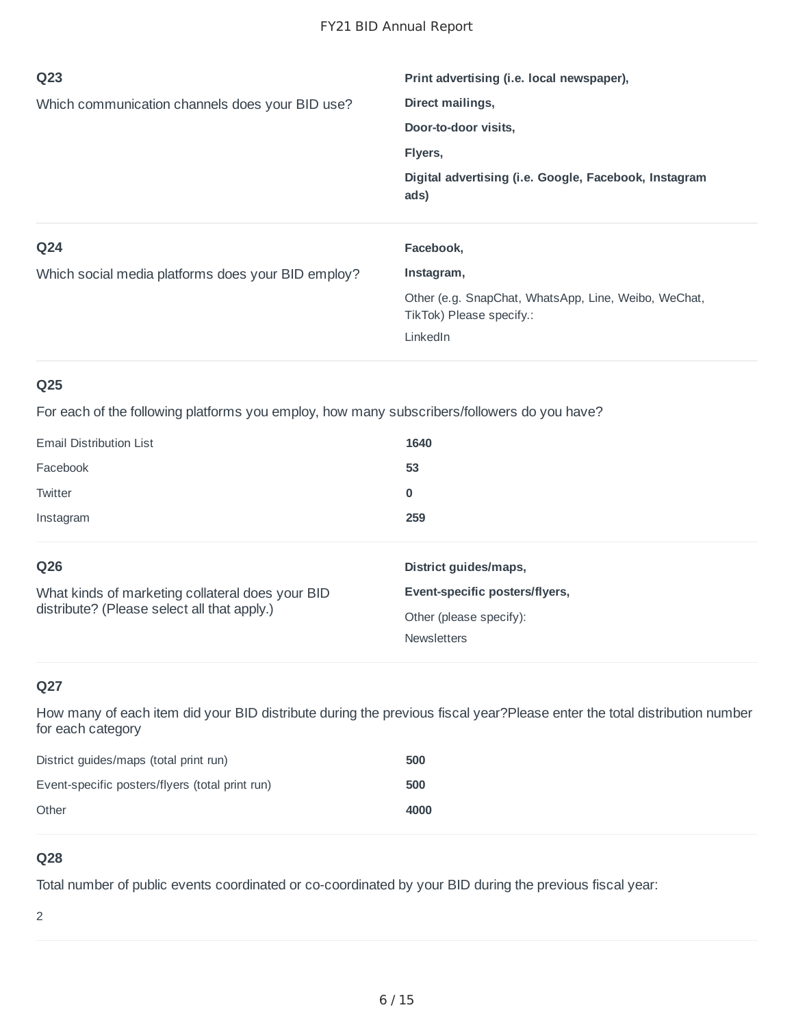### Q23

Which communication channels does your BID use?

**Print advertising (i.e. local newspaper),**

**Direct mailings,**

**Door-to-door visits,**

**Flyers,**

**Digital advertising (i.e. Google, Facebook, Instagram ads)**

### Q24

Which social media platforms does your BID employ?

**Facebook,**

**Instagram,**

Other (e.g. SnapChat, WhatsApp, Line, Weibo, WeChat, TikTok) Please specify.:

LinkedIn

### Q25

For each of the following platforms you employ, how many subscribers/followers do you have?

| Platform | Count |
|---|---|
| Email Distribution List | **1640** |
| Facebook | **53** |
| Twitter | **0** |
| Instagram | **259** |

### Q26

What kinds of marketing collateral does your BID distribute? (Please select all that apply.)

**District guides/maps,**

**Event-specific posters/flyers,**

Other (please specify):

Newsletters

### Q27

How many of each item did your BID distribute during the previous fiscal year?Please enter the total distribution number for each category

| Item | Total |
|---|---|
| District guides/maps (total print run) | **500** |
| Event-specific posters/flyers (total print run) | **500** |
| Other | **4000** |

### Q28

Total number of public events coordinated or co-coordinated by your BID during the previous fiscal year:

2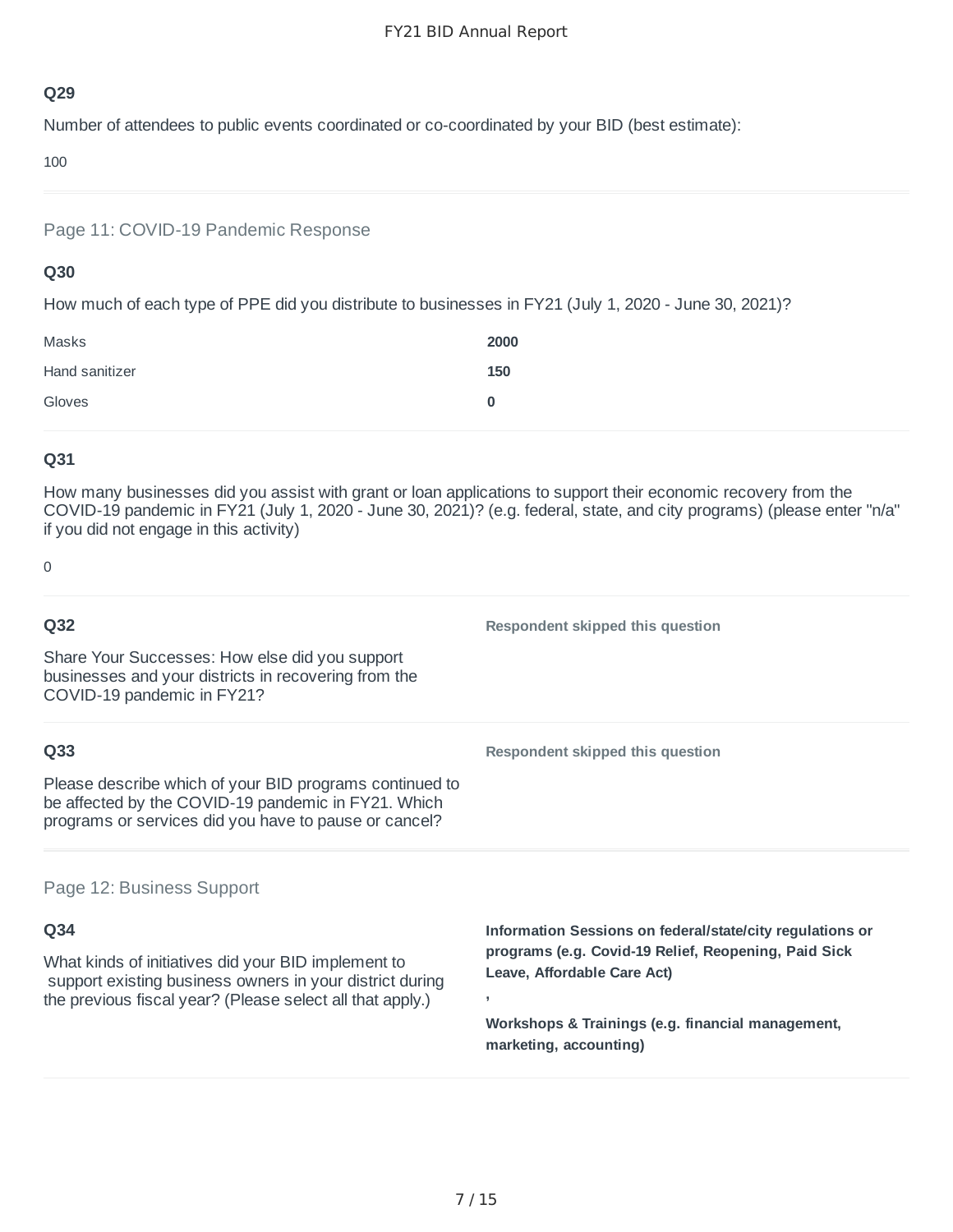### Q29

Number of attendees to public events coordinated or co-coordinated by your BID (best estimate):

100

## Page 11: COVID-19 Pandemic Response

### Q30

How much of each type of PPE did you distribute to businesses in FY21 (July 1, 2020 - June 30, 2021)?

| | |
|---|---|
| Masks | **2000** |
| Hand sanitizer | **150** |
| Gloves | **0** |

### Q31

How many businesses did you assist with grant or loan applications to support their economic recovery from the COVID-19 pandemic in FY21 (July 1, 2020 - June 30, 2021)? (e.g. federal, state, and city programs) (please enter "n/a" if you did not engage in this activity)

0

### Q32

Share Your Successes: How else did you support businesses and your districts in recovering from the COVID-19 pandemic in FY21?

**Respondent skipped this question**

### Q33

Please describe which of your BID programs continued to be affected by the COVID-19 pandemic in FY21. Which programs or services did you have to pause or cancel?

**Respondent skipped this question**

## Page 12: Business Support

### Q34

What kinds of initiatives did your BID implement to support existing business owners in your district during the previous fiscal year? (Please select all that apply.)

**Information Sessions on federal/state/city regulations or programs (e.g. Covid-19 Relief, Reopening, Paid Sick Leave, Affordable Care Act)**

**,**

**Workshops & Trainings (e.g. financial management, marketing, accounting)**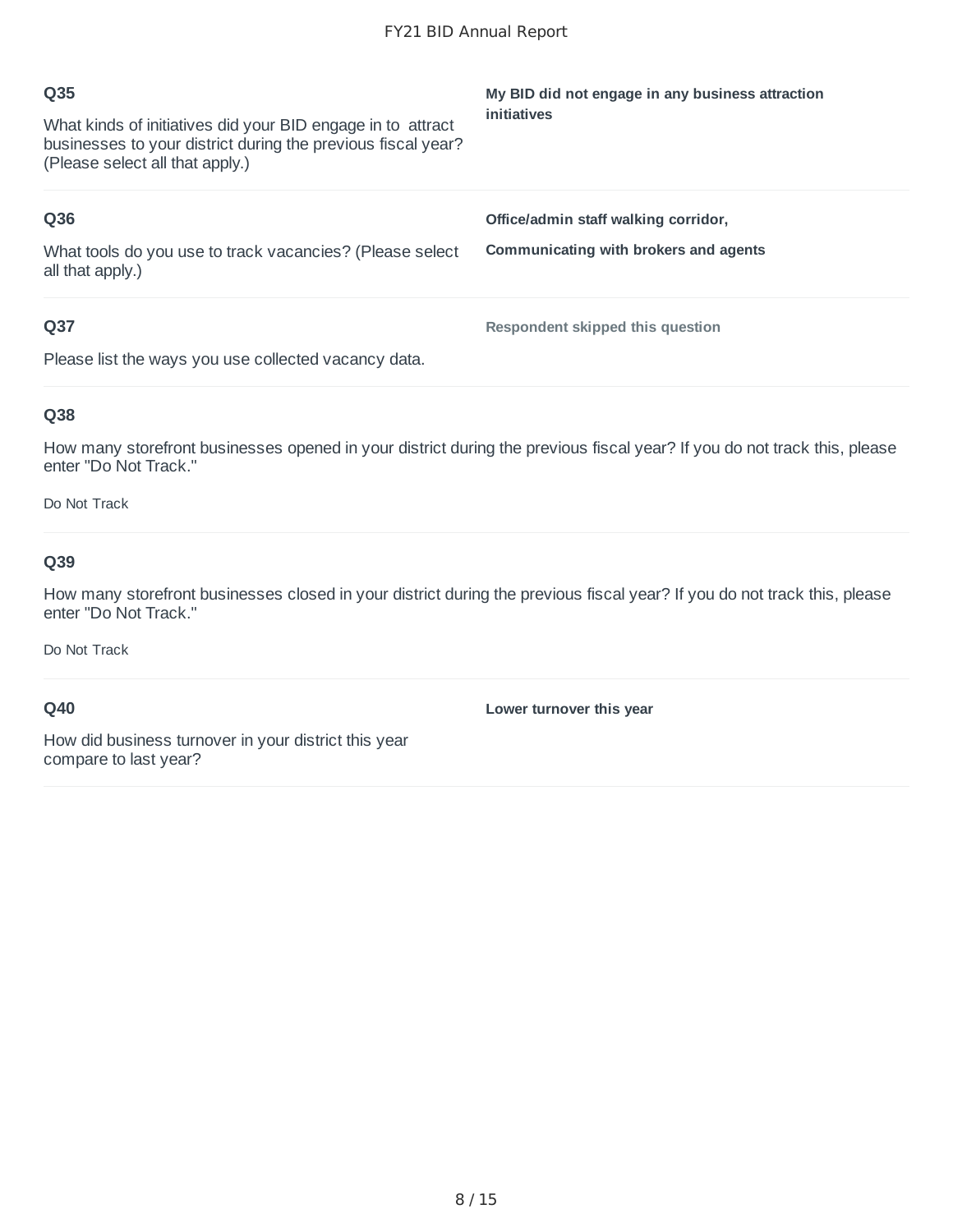## Q35

What kinds of initiatives did your BID engage in to attract businesses to your district during the previous fiscal year? (Please select all that apply.)

**My BID did not engage in any business attraction initiatives**

## Q36

What tools do you use to track vacancies? (Please select all that apply.)

**Office/admin staff walking corridor,**

**Communicating with brokers and agents**

## Q37

Please list the ways you use collected vacancy data.

**Respondent skipped this question**

## Q38

How many storefront businesses opened in your district during the previous fiscal year? If you do not track this, please enter "Do Not Track."

Do Not Track

## Q39

How many storefront businesses closed in your district during the previous fiscal year? If you do not track this, please enter "Do Not Track."

Do Not Track

## Q40

How did business turnover in your district this year compare to last year?

**Lower turnover this year**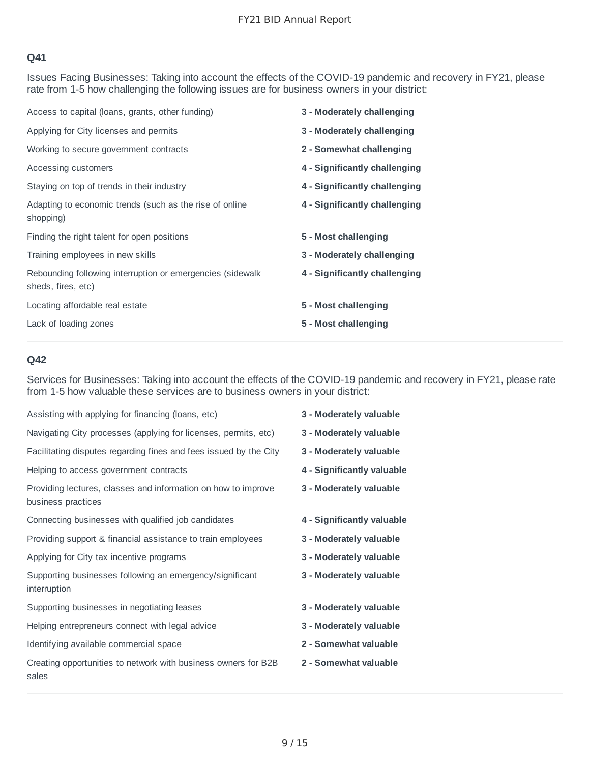### Q41

Issues Facing Businesses: Taking into account the effects of the COVID-19 pandemic and recovery in FY21, please rate from 1-5 how challenging the following issues are for business owners in your district:

| | |
|---|---|
| Access to capital (loans, grants, other funding) | **3 - Moderately challenging** |
| Applying for City licenses and permits | **3 - Moderately challenging** |
| Working to secure government contracts | **2 - Somewhat challenging** |
| Accessing customers | **4 - Significantly challenging** |
| Staying on top of trends in their industry | **4 - Significantly challenging** |
| Adapting to economic trends (such as the rise of online shopping) | **4 - Significantly challenging** |
| Finding the right talent for open positions | **5 - Most challenging** |
| Training employees in new skills | **3 - Moderately challenging** |
| Rebounding following interruption or emergencies (sidewalk sheds, fires, etc) | **4 - Significantly challenging** |
| Locating affordable real estate | **5 - Most challenging** |
| Lack of loading zones | **5 - Most challenging** |

### Q42

Services for Businesses: Taking into account the effects of the COVID-19 pandemic and recovery in FY21, please rate from 1-5 how valuable these services are to business owners in your district:

| | |
|---|---|
| Assisting with applying for financing (loans, etc) | **3 - Moderately valuable** |
| Navigating City processes (applying for licenses, permits, etc) | **3 - Moderately valuable** |
| Facilitating disputes regarding fines and fees issued by the City | **3 - Moderately valuable** |
| Helping to access government contracts | **4 - Significantly valuable** |
| Providing lectures, classes and information on how to improve business practices | **3 - Moderately valuable** |
| Connecting businesses with qualified job candidates | **4 - Significantly valuable** |
| Providing support & financial assistance to train employees | **3 - Moderately valuable** |
| Applying for City tax incentive programs | **3 - Moderately valuable** |
| Supporting businesses following an emergency/significant interruption | **3 - Moderately valuable** |
| Supporting businesses in negotiating leases | **3 - Moderately valuable** |
| Helping entrepreneurs connect with legal advice | **3 - Moderately valuable** |
| Identifying available commercial space | **2 - Somewhat valuable** |
| Creating opportunities to network with business owners for B2B sales | **2 - Somewhat valuable** |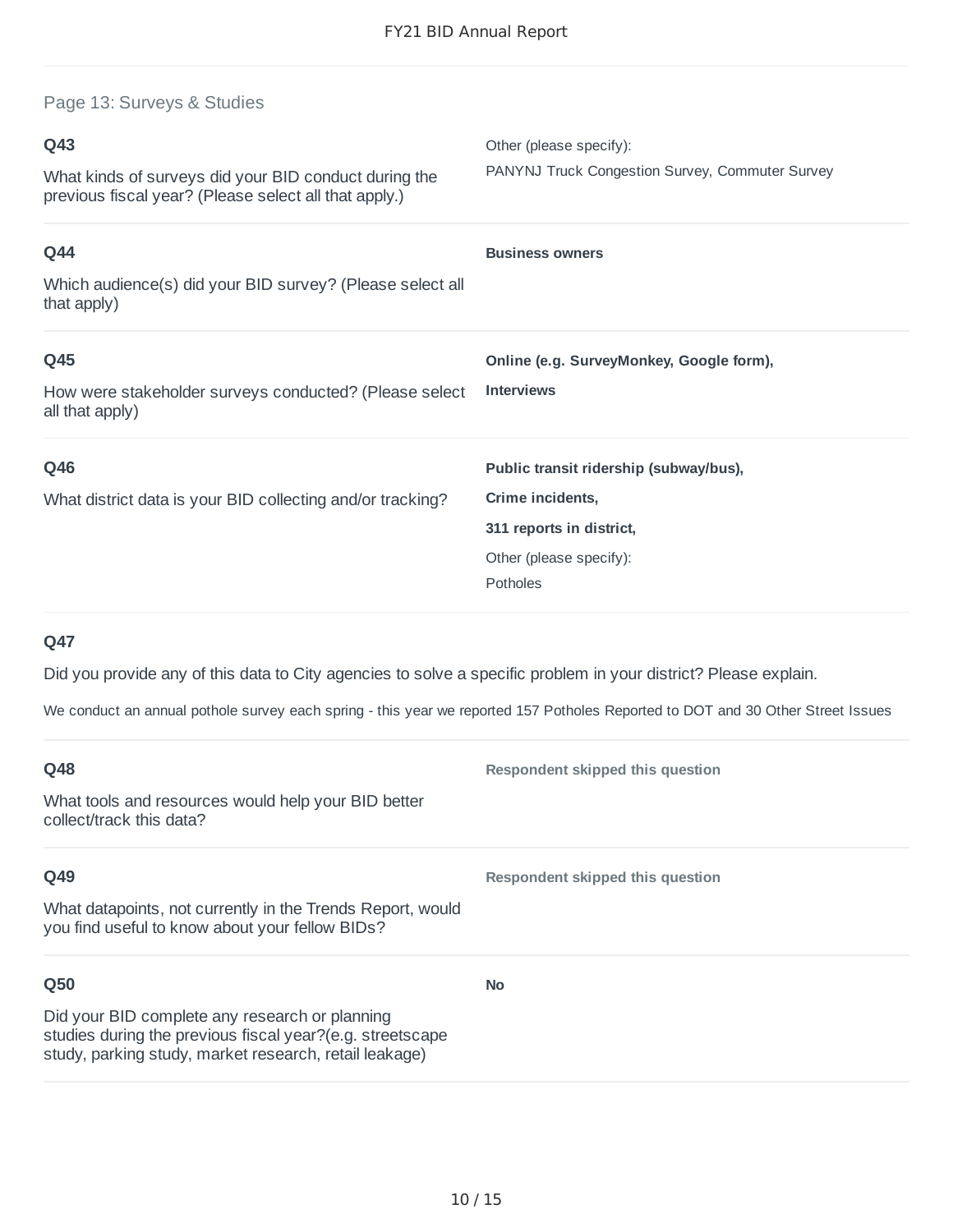## Page 13: Surveys & Studies

**Q43**

What kinds of surveys did your BID conduct during the previous fiscal year? (Please select all that apply.)

Other (please specify):
PANYNJ Truck Congestion Survey, Commuter Survey

**Q44**

Which audience(s) did your BID survey? (Please select all that apply)

**Business owners**

**Q45**

How were stakeholder surveys conducted? (Please select all that apply)

**Online (e.g. SurveyMonkey, Google form),**

**Interviews**

**Q46**

What district data is your BID collecting and/or tracking?

**Public transit ridership (subway/bus),**

**Crime incidents,**

**311 reports in district,**

Other (please specify):
Potholes

**Q47**

Did you provide any of this data to City agencies to solve a specific problem in your district? Please explain.

We conduct an annual pothole survey each spring - this year we reported 157 Potholes Reported to DOT and 30 Other Street Issues

**Q48**

What tools and resources would help your BID better collect/track this data?

**Respondent skipped this question**

**Q49**

What datapoints, not currently in the Trends Report, would you find useful to know about your fellow BIDs?

**Respondent skipped this question**

**Q50**

Did your BID complete any research or planning studies during the previous fiscal year?(e.g. streetscape study, parking study, market research, retail leakage)

**No**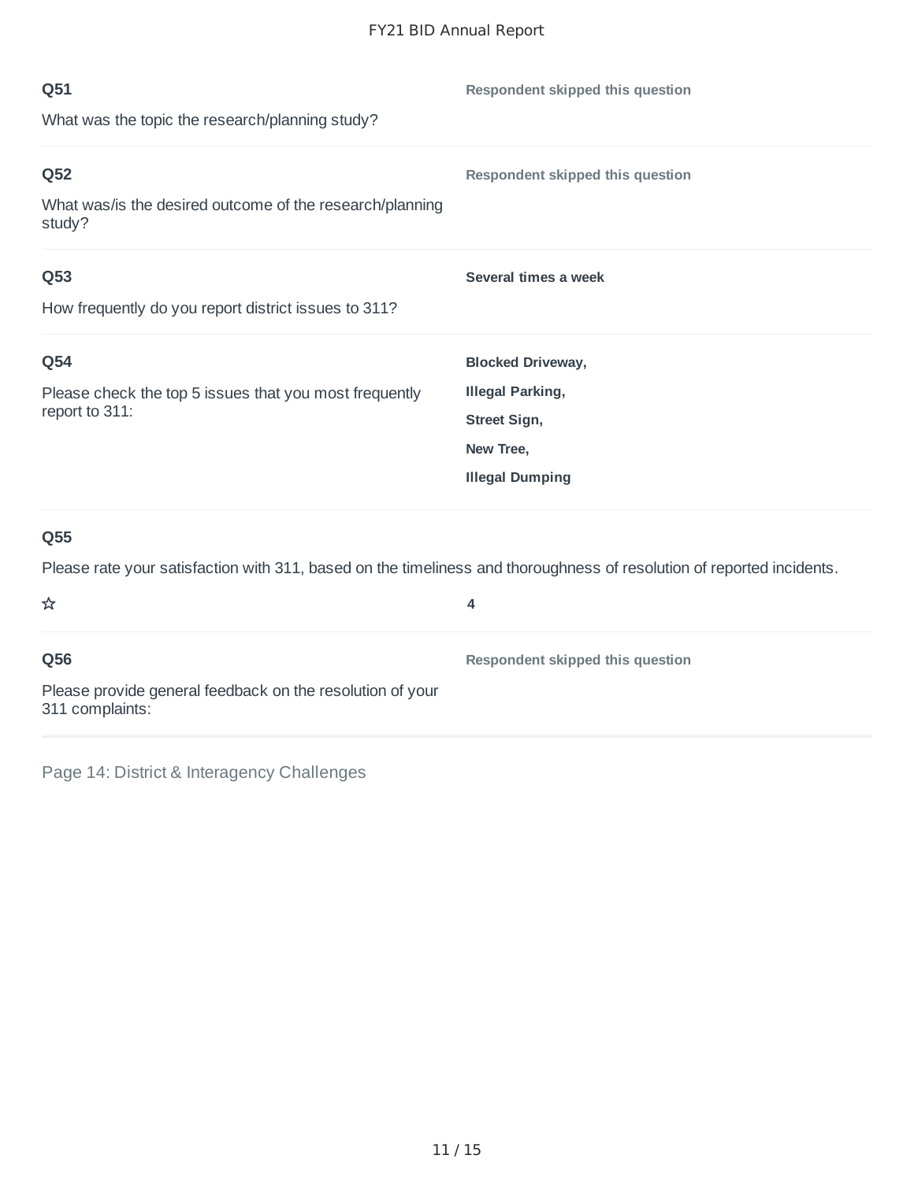**Q51**

What was the topic the research/planning study?

**Respondent skipped this question**

---

**Q52**

What was/is the desired outcome of the research/planning study?

**Respondent skipped this question**

---

**Q53**

How frequently do you report district issues to 311?

**Several times a week**

---

**Q54**

Please check the top 5 issues that you most frequently report to 311:

**Blocked Driveway,**

**Illegal Parking,**

**Street Sign,**

**New Tree,**

**Illegal Dumping**

---

**Q55**

Please rate your satisfaction with 311, based on the timeliness and thoroughness of resolution of reported incidents.

☆ **4**

---

**Q56**

Please provide general feedback on the resolution of your 311 complaints:

**Respondent skipped this question**

---

Page 14: District & Interagency Challenges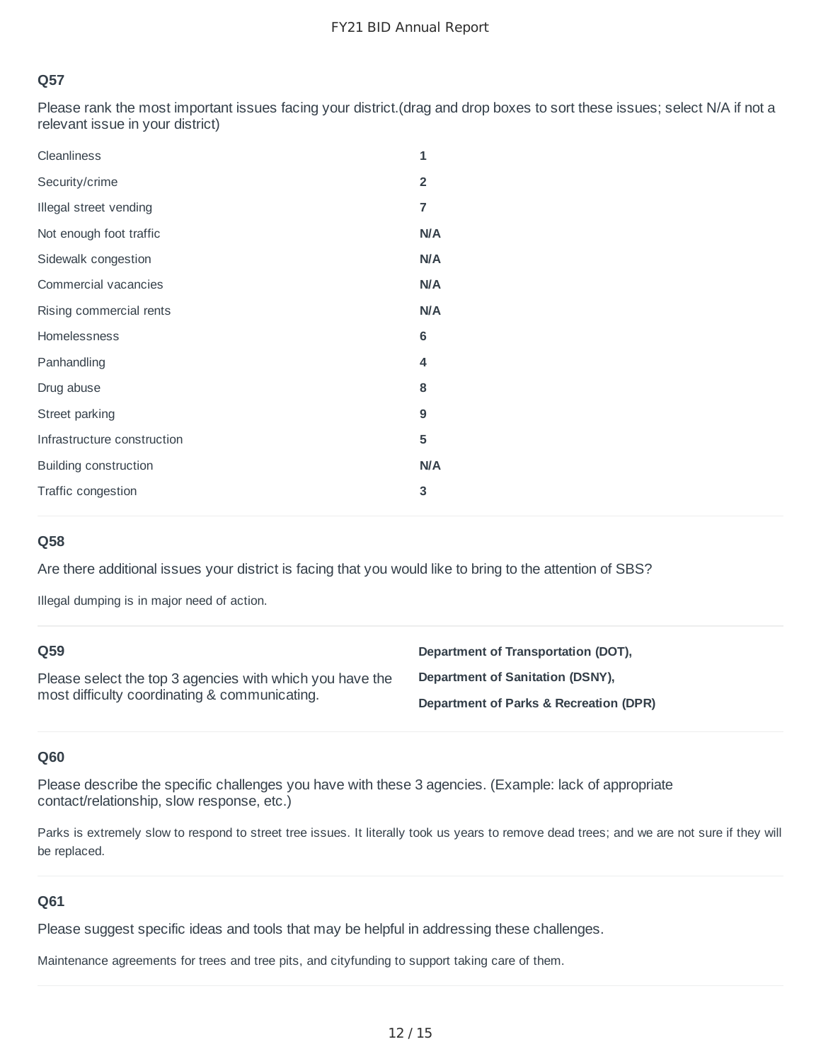### Q57

Please rank the most important issues facing your district.(drag and drop boxes to sort these issues; select N/A if not a relevant issue in your district)

| Issue | Rank |
|---|---|
| Cleanliness | 1 |
| Security/crime | 2 |
| Illegal street vending | 7 |
| Not enough foot traffic | N/A |
| Sidewalk congestion | N/A |
| Commercial vacancies | N/A |
| Rising commercial rents | N/A |
| Homelessness | 6 |
| Panhandling | 4 |
| Drug abuse | 8 |
| Street parking | 9 |
| Infrastructure construction | 5 |
| Building construction | N/A |
| Traffic congestion | 3 |

### Q58

Are there additional issues your district is facing that you would like to bring to the attention of SBS?

Illegal dumping is in major need of action.

### Q59

Please select the top 3 agencies with which you have the most difficulty coordinating & communicating.

**Department of Transportation (DOT),**

**Department of Sanitation (DSNY),**

**Department of Parks & Recreation (DPR)**

### Q60

Please describe the specific challenges you have with these 3 agencies. (Example: lack of appropriate contact/relationship, slow response, etc.)

Parks is extremely slow to respond to street tree issues. It literally took us years to remove dead trees; and we are not sure if they will be replaced.

### Q61

Please suggest specific ideas and tools that may be helpful in addressing these challenges.

Maintenance agreements for trees and tree pits, and cityfunding to support taking care of them.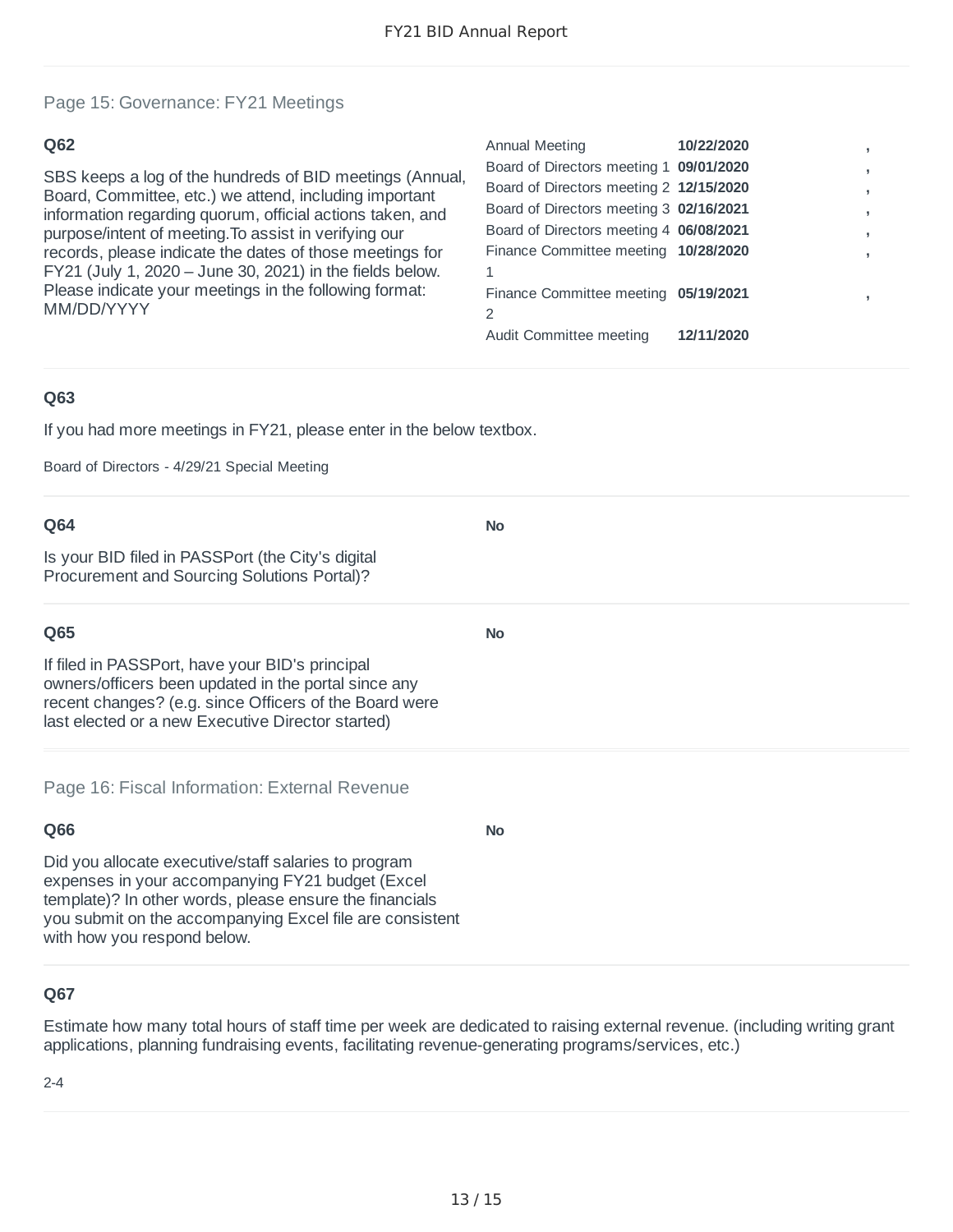## Page 15: Governance: FY21 Meetings

### Q62

SBS keeps a log of the hundreds of BID meetings (Annual, Board, Committee, etc.) we attend, including important information regarding quorum, official actions taken, and purpose/intent of meeting.To assist in verifying our records, please indicate the dates of those meetings for FY21 (July 1, 2020 – June 30, 2021) in the fields below. Please indicate your meetings in the following format: MM/DD/YYYY

| Meeting | Date | |
|---|---|---|
| Annual Meeting | **10/22/2020** | **,** |
| Board of Directors meeting 1 | **09/01/2020** | **,** |
| Board of Directors meeting 2 | **12/15/2020** | **,** |
| Board of Directors meeting 3 | **02/16/2021** | **,** |
| Board of Directors meeting 4 | **06/08/2021** | **,** |
| Finance Committee meeting 1 | **10/28/2020** | **,** |
| Finance Committee meeting 2 | **05/19/2021** | **,** |
| Audit Committee meeting | **12/11/2020** | |

### Q63

If you had more meetings in FY21, please enter in the below textbox.

Board of Directors - 4/29/21 Special Meeting

### Q64

Is your BID filed in PASSPort (the City's digital Procurement and Sourcing Solutions Portal)?

**No**

### Q65

If filed in PASSPort, have your BID's principal owners/officers been updated in the portal since any recent changes? (e.g. since Officers of the Board were last elected or a new Executive Director started)

**No**

## Page 16: Fiscal Information: External Revenue

### Q66

Did you allocate executive/staff salaries to program expenses in your accompanying FY21 budget (Excel template)? In other words, please ensure the financials you submit on the accompanying Excel file are consistent with how you respond below.

**No**

### Q67

Estimate how many total hours of staff time per week are dedicated to raising external revenue. (including writing grant applications, planning fundraising events, facilitating revenue-generating programs/services, etc.)

2-4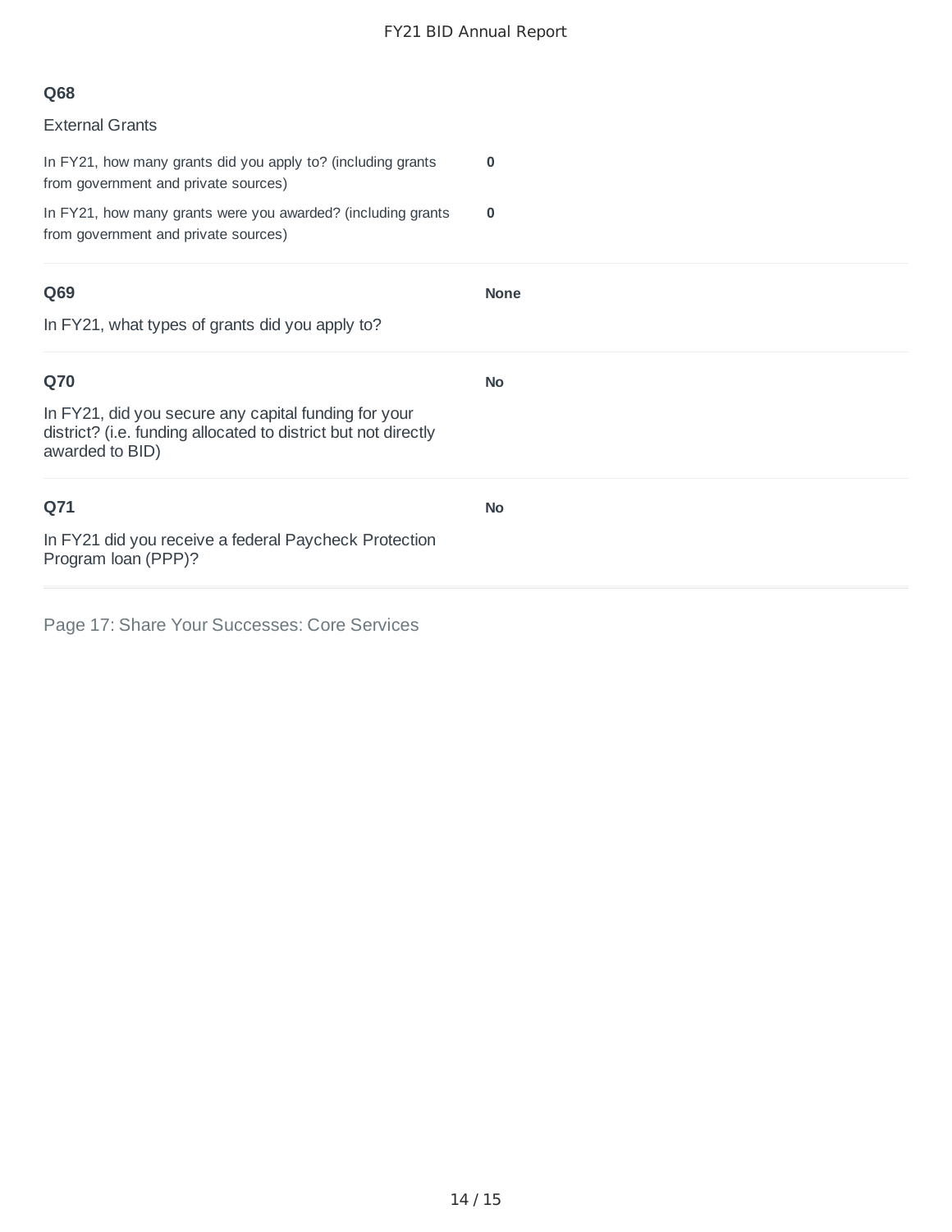### Q68

External Grants

| | |
|---|---|
| In FY21, how many grants did you apply to? (including grants from government and private sources) | **0** |
| In FY21, how many grants were you awarded? (including grants from government and private sources) | **0** |

### Q69

In FY21, what types of grants did you apply to?

**None**

### Q70

In FY21, did you secure any capital funding for your district? (i.e. funding allocated to district but not directly awarded to BID)

**No**

### Q71

In FY21 did you receive a federal Paycheck Protection Program loan (PPP)?

**No**

Page 17: Share Your Successes: Core Services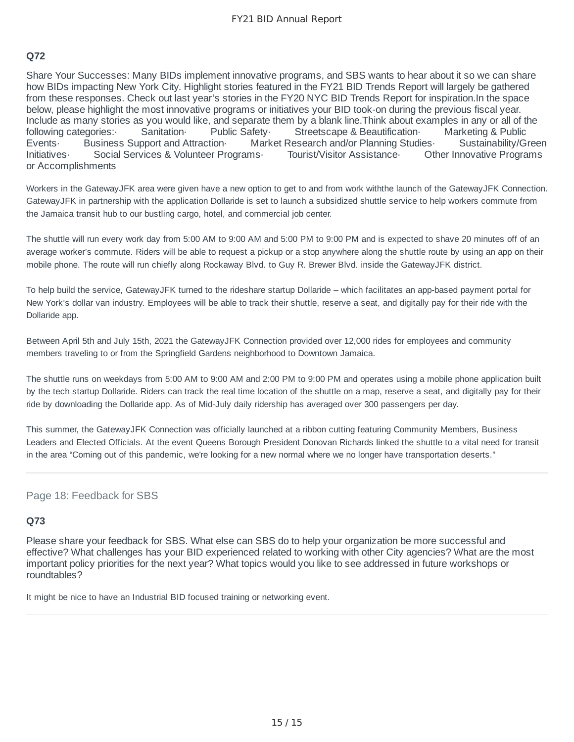**Q72**

Share Your Successes: Many BIDs implement innovative programs, and SBS wants to hear about it so we can share how BIDs impacting New York City. Highlight stories featured in the FY21 BID Trends Report will largely be gathered from these responses. Check out last year's stories in the FY20 NYC BID Trends Report for inspiration.In the space below, please highlight the most innovative programs or initiatives your BID took-on during the previous fiscal year. Include as many stories as you would like, and separate them by a blank line.Think about examples in any or all of the following categories:· Sanitation· Public Safety· Streetscape & Beautification· Marketing & Public Events· Business Support and Attraction· Market Research and/or Planning Studies· Sustainability/Green Initiatives· Social Services & Volunteer Programs· Tourist/Visitor Assistance· Other Innovative Programs or Accomplishments

Workers in the GatewayJFK area were given have a new option to get to and from work withthe launch of the GatewayJFK Connection. GatewayJFK in partnership with the application Dollaride is set to launch a subsidized shuttle service to help workers commute from the Jamaica transit hub to our bustling cargo, hotel, and commercial job center.

The shuttle will run every work day from 5:00 AM to 9:00 AM and 5:00 PM to 9:00 PM and is expected to shave 20 minutes off of an average worker's commute. Riders will be able to request a pickup or a stop anywhere along the shuttle route by using an app on their mobile phone. The route will run chiefly along Rockaway Blvd. to Guy R. Brewer Blvd. inside the GatewayJFK district.

To help build the service, GatewayJFK turned to the rideshare startup Dollaride – which facilitates an app-based payment portal for New York's dollar van industry. Employees will be able to track their shuttle, reserve a seat, and digitally pay for their ride with the Dollaride app.

Between April 5th and July 15th, 2021 the GatewayJFK Connection provided over 12,000 rides for employees and community members traveling to or from the Springfield Gardens neighborhood to Downtown Jamaica.

The shuttle runs on weekdays from 5:00 AM to 9:00 AM and 2:00 PM to 9:00 PM and operates using a mobile phone application built by the tech startup Dollaride. Riders can track the real time location of the shuttle on a map, reserve a seat, and digitally pay for their ride by downloading the Dollaride app. As of Mid-July daily ridership has averaged over 300 passengers per day.

This summer, the GatewayJFK Connection was officially launched at a ribbon cutting featuring Community Members, Business Leaders and Elected Officials. At the event Queens Borough President Donovan Richards linked the shuttle to a vital need for transit in the area "Coming out of this pandemic, we're looking for a new normal where we no longer have transportation deserts."

## Page 18: Feedback for SBS

**Q73**

Please share your feedback for SBS. What else can SBS do to help your organization be more successful and effective? What challenges has your BID experienced related to working with other City agencies? What are the most important policy priorities for the next year? What topics would you like to see addressed in future workshops or roundtables?

It might be nice to have an Industrial BID focused training or networking event.